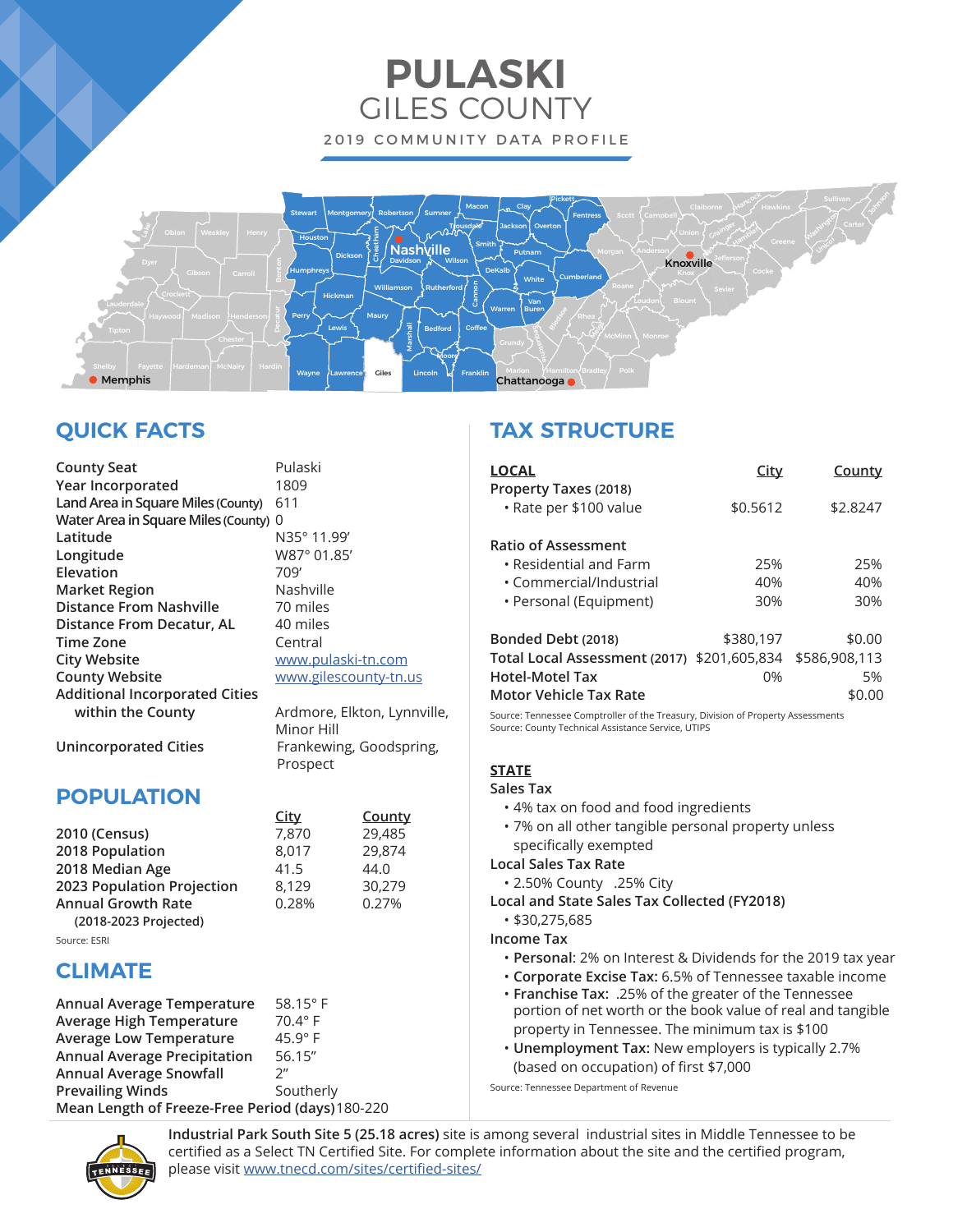# PULASKI
## GILES COUNTY

2019 COMMUNITY DATA PROFILE

## QUICK FACTS

| | |
|---|---|
| **County Seat** | Pulaski |
| **Year Incorporated** | 1809 |
| **Land Area in Square Miles (County)** | 611 |
| **Water Area in Square Miles (County)** | 0 |
| **Latitude** | N35° 11.99' |
| **Longitude** | W87° 01.85' |
| **Elevation** | 709' |
| **Market Region** | Nashville |
| **Distance From Nashville** | 70 miles |
| **Distance From Decatur, AL** | 40 miles |
| **Time Zone** | Central |
| **City Website** | www.pulaski-tn.com |
| **County Website** | www.gilescounty-tn.us |
| **Additional Incorporated Cities within the County** | Ardmore, Elkton, Lynnville, Minor Hill |
| **Unincorporated Cities** | Frankewing, Goodspring, Prospect |

## POPULATION

| | City | County |
|---|---|---|
| **2010 (Census)** | 7,870 | 29,485 |
| **2018 Population** | 8,017 | 29,874 |
| **2018 Median Age** | 41.5 | 44.0 |
| **2023 Population Projection** | 8,129 | 30,279 |
| **Annual Growth Rate (2018-2023 Projected)** | 0.28% | 0.27% |

Source: ESRI

## CLIMATE

| | |
|---|---|
| **Annual Average Temperature** | 58.15° F |
| **Average High Temperature** | 70.4° F |
| **Average Low Temperature** | 45.9° F |
| **Annual Average Precipitation** | 56.15" |
| **Annual Average Snowfall** | 2" |
| **Prevailing Winds** | Southerly |
| **Mean Length of Freeze-Free Period (days)** | 180-220 |

## TAX STRUCTURE

| **LOCAL** | City | County |
|---|---|---|
| **Property Taxes (2018)** | | |
| • Rate per $100 value | $0.5612 | $2.8247 |
| **Ratio of Assessment** | | |
| • Residential and Farm | 25% | 25% |
| • Commercial/Industrial | 40% | 40% |
| • Personal (Equipment) | 30% | 30% |
| **Bonded Debt (2018)** | $380,197 | $0.00 |
| **Total Local Assessment (2017)** | $201,605,834 | $586,908,113 |
| **Hotel-Motel Tax** | 0% | 5% |
| **Motor Vehicle Tax Rate** | | $0.00 |

Source: Tennessee Comptroller of the Treasury, Division of Property Assessments
Source: County Technical Assistance Service, UTIPS

**STATE**

**Sales Tax**
- 4% tax on food and food ingredients
- 7% on all other tangible personal property unless specifically exempted

**Local Sales Tax Rate**
- 2.50% County .25% City

**Local and State Sales Tax Collected (FY2018)**
- $30,275,685

**Income Tax**
- **Personal**: 2% on Interest & Dividends for the 2019 tax year
- **Corporate Excise Tax:** 6.5% of Tennessee taxable income
- **Franchise Tax:** .25% of the greater of the Tennessee portion of net worth or the book value of real and tangible property in Tennessee. The minimum tax is $100
- **Unemployment Tax:** New employers is typically 2.7% (based on occupation) of first $7,000

Source: Tennessee Department of Revenue

**Industrial Park South Site 5 (25.18 acres)** site is among several industrial sites in Middle Tennessee to be certified as a Select TN Certified Site. For complete information about the site and the certified program, please visit www.tnecd.com/sites/certified-sites/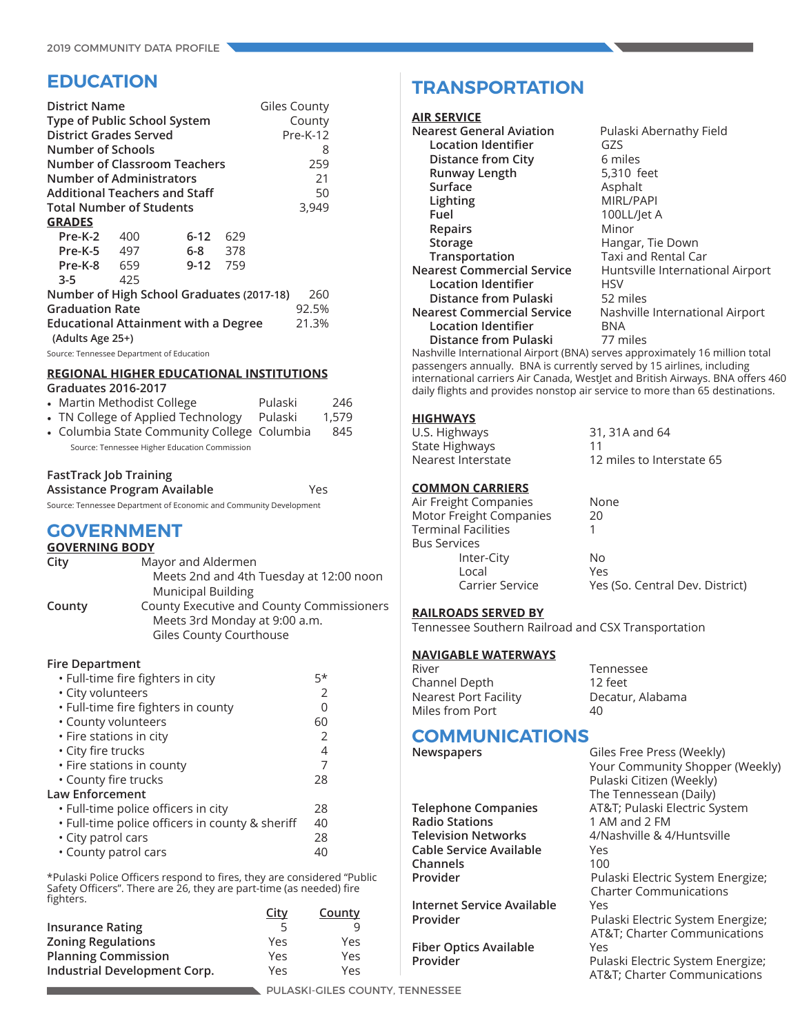# EDUCATION

| | |
|---|---|
| District Name | Giles County |
| Type of Public School System | County |
| District Grades Served | Pre-K-12 |
| Number of Schools | 8 |
| Number of Classroom Teachers | 259 |
| Number of Administrators | 21 |
| Additional Teachers and Staff | 50 |
| Total Number of Students | 3,949 |

**GRADES**

| | | | |
|---|---|---|---|
| Pre-K-2 | 400 | 6-12 | 629 |
| Pre-K-5 | 497 | 6-8 | 378 |
| Pre-K-8 | 659 | 9-12 | 759 |
| 3-5 | 425 | | |

| | |
|---|---|
| Number of High School Graduates (2017-18) | 260 |
| Graduation Rate | 92.5% |
| Educational Attainment with a Degree (Adults Age 25+) | 21.3% |

Source: Tennessee Department of Education

**REGIONAL HIGHER EDUCATIONAL INSTITUTIONS**

**Graduates 2016-2017**

- Martin Methodist College — Pulaski — 246
- TN College of Applied Technology — Pulaski — 1,579
- Columbia State Community College — Columbia — 845

Source: Tennessee Higher Education Commission

FastTrack Job Training Assistance Program Available — Yes

Source: Tennessee Department of Economic and Community Development

# GOVERNMENT

**GOVERNING BODY**

**City** — Mayor and Aldermen
Meets 2nd and 4th Tuesday at 12:00 noon
Municipal Building

**County** — County Executive and County Commissioners
Meets 3rd Monday at 9:00 a.m.
Giles County Courthouse

**Fire Department**

- Full-time fire fighters in city — 5*
- City volunteers — 2
- Full-time fire fighters in county — 0
- County volunteers — 60
- Fire stations in city — 2
- City fire trucks — 4
- Fire stations in county — 7
- County fire trucks — 28

**Law Enforcement**

- Full-time police officers in city — 28
- Full-time police officers in county & sheriff — 40
- City patrol cars — 28
- County patrol cars — 40

*Pulaski Police Officers respond to fires, they are considered "Public Safety Officers". There are 26, they are part-time (as needed) fire fighters.

| | City | County |
|---|---|---|
| Insurance Rating | 5 | 9 |
| Zoning Regulations | Yes | Yes |
| Planning Commission | Yes | Yes |
| Industrial Development Corp. | Yes | Yes |

# TRANSPORTATION

**AIR SERVICE**

| | |
|---|---|
| Nearest General Aviation | Pulaski Abernathy Field |
| Location Identifier | GZS |
| Distance from City | 6 miles |
| Runway Length | 5,310 feet |
| Surface | Asphalt |
| Lighting | MIRL/PAPI |
| Fuel | 100LL/Jet A |
| Repairs | Minor |
| Storage | Hangar, Tie Down |
| Transportation | Taxi and Rental Car |
| Nearest Commercial Service | Huntsville International Airport |
| Location Identifier | HSV |
| Distance from Pulaski | 52 miles |
| Nearest Commercial Service | Nashville International Airport |
| Location Identifier | BNA |
| Distance from Pulaski | 77 miles |

Nashville International Airport (BNA) serves approximately 16 million total passengers annually. BNA is currently served by 15 airlines, including international carriers Air Canada, WestJet and British Airways. BNA offers 460 daily flights and provides nonstop air service to more than 65 destinations.

**HIGHWAYS**

| | |
|---|---|
| U.S. Highways | 31, 31A and 64 |
| State Highways | 11 |
| Nearest Interstate | 12 miles to Interstate 65 |

**COMMON CARRIERS**

| | |
|---|---|
| Air Freight Companies | None |
| Motor Freight Companies | 20 |
| Terminal Facilities | 1 |
| Bus Services | |
| Inter-City | No |
| Local | Yes |
| Carrier Service | Yes (So. Central Dev. District) |

**RAILROADS SERVED BY**

Tennessee Southern Railroad and CSX Transportation

**NAVIGABLE WATERWAYS**

| | |
|---|---|
| River | Tennessee |
| Channel Depth | 12 feet |
| Nearest Port Facility | Decatur, Alabama |
| Miles from Port | 40 |

# COMMUNICATIONS

| | |
|---|---|
| Newspapers | Giles Free Press (Weekly); Your Community Shopper (Weekly); Pulaski Citizen (Weekly); The Tennessean (Daily) |
| Telephone Companies | AT&T; Pulaski Electric System |
| Radio Stations | 1 AM and 2 FM |
| Television Networks | 4/Nashville & 4/Huntsville |
| Cable Service Available | Yes |
| Channels | 100 |
| Provider | Pulaski Electric System Energize; Charter Communications |
| Internet Service Available | Yes |
| Provider | Pulaski Electric System Energize; AT&T; Charter Communications |
| Fiber Optics Available | Yes |
| Provider | Pulaski Electric System Energize; AT&T; Charter Communications |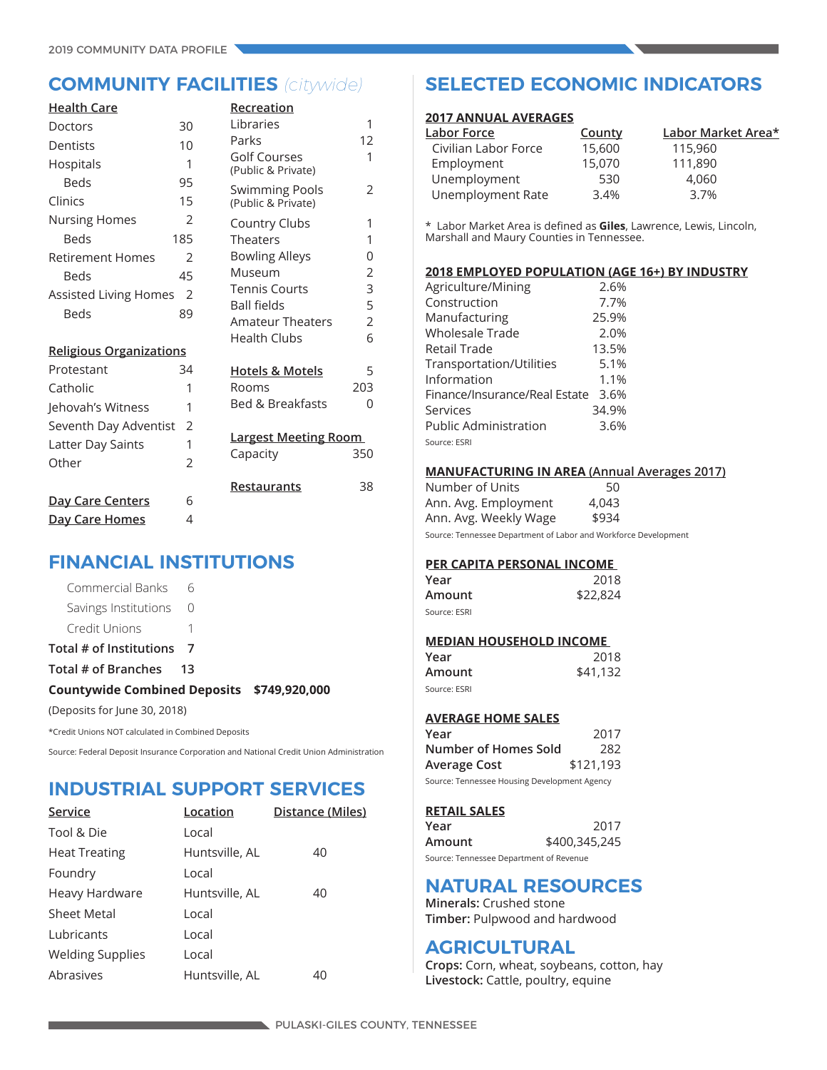## COMMUNITY FACILITIES *(citywide)*

**Health Care**

| | |
|---|---|
| Doctors | 30 |
| Dentists | 10 |
| Hospitals | 1 |
| Beds | 95 |
| Clinics | 15 |
| Nursing Homes | 2 |
| Beds | 185 |
| Retirement Homes | 2 |
| Beds | 45 |
| Assisted Living Homes | 2 |
| Beds | 89 |

**Religious Organizations**

| | |
|---|---|
| Protestant | 34 |
| Catholic | 1 |
| Jehovah's Witness | 1 |
| Seventh Day Adventist | 2 |
| Latter Day Saints | 1 |
| Other | 2 |

| | |
|---|---|
| **Day Care Centers** | 6 |
| **Day Care Homes** | 4 |

**Recreation**

| | |
|---|---|
| Libraries | 1 |
| Parks | 12 |
| Golf Courses (Public & Private) | 1 |
| Swimming Pools (Public & Private) | 2 |
| Country Clubs | 1 |
| Theaters | 1 |
| Bowling Alleys | 0 |
| Museum | 2 |
| Tennis Courts | 3 |
| Ball fields | 5 |
| Amateur Theaters | 2 |
| Health Clubs | 6 |

| | |
|---|---|
| **Hotels & Motels** | 5 |
| Rooms | 203 |
| Bed & Breakfasts | 0 |

**Largest Meeting Room**

Capacity 350

**Restaurants** 38

## FINANCIAL INSTITUTIONS

| | |
|---|---|
| Commercial Banks | 6 |
| Savings Institutions | 0 |
| Credit Unions | 1 |
| **Total # of Institutions** | **7** |
| **Total # of Branches** | **13** |

**Countywide Combined Deposits $749,920,000**

(Deposits for June 30, 2018)

*Credit Unions NOT calculated in Combined Deposits

Source: Federal Deposit Insurance Corporation and National Credit Union Administration

## INDUSTRIAL SUPPORT SERVICES

| Service | Location | Distance (Miles) |
|---|---|---|
| Tool & Die | Local | |
| Heat Treating | Huntsville, AL | 40 |
| Foundry | Local | |
| Heavy Hardware | Huntsville, AL | 40 |
| Sheet Metal | Local | |
| Lubricants | Local | |
| Welding Supplies | Local | |
| Abrasives | Huntsville, AL | 40 |

## SELECTED ECONOMIC INDICATORS

**2017 ANNUAL AVERAGES**

| Labor Force | County | Labor Market Area* |
|---|---|---|
| Civilian Labor Force | 15,600 | 115,960 |
| Employment | 15,070 | 111,890 |
| Unemployment | 530 | 4,060 |
| Unemployment Rate | 3.4% | 3.7% |

* Labor Market Area is defined as **Giles**, Lawrence, Lewis, Lincoln, Marshall and Maury Counties in Tennessee.

**2018 EMPLOYED POPULATION (AGE 16+) BY INDUSTRY**

| | |
|---|---|
| Agriculture/Mining | 2.6% |
| Construction | 7.7% |
| Manufacturing | 25.9% |
| Wholesale Trade | 2.0% |
| Retail Trade | 13.5% |
| Transportation/Utilities | 5.1% |
| Information | 1.1% |
| Finance/Insurance/Real Estate | 3.6% |
| Services | 34.9% |
| Public Administration | 3.6% |

Source: ESRI

**MANUFACTURING IN AREA (Annual Averages 2017)**

| | |
|---|---|
| Number of Units | 50 |
| Ann. Avg. Employment | 4,043 |
| Ann. Avg. Weekly Wage | $934 |

Source: Tennessee Department of Labor and Workforce Development

**PER CAPITA PERSONAL INCOME**

| | |
|---|---|
| Year | 2018 |
| Amount | $22,824 |

Source: ESRI

**MEDIAN HOUSEHOLD INCOME**

| | |
|---|---|
| Year | 2018 |
| Amount | $41,132 |

Source: ESRI

**AVERAGE HOME SALES**

| | |
|---|---|
| Year | 2017 |
| Number of Homes Sold | 282 |
| Average Cost | $121,193 |

Source: Tennessee Housing Development Agency

**RETAIL SALES**

| | |
|---|---|
| Year | 2017 |
| Amount | $400,345,245 |

Source: Tennessee Department of Revenue

## NATURAL RESOURCES

**Minerals:** Crushed stone

**Timber:** Pulpwood and hardwood

## AGRICULTURAL

**Crops:** Corn, wheat, soybeans, cotton, hay

**Livestock:** Cattle, poultry, equine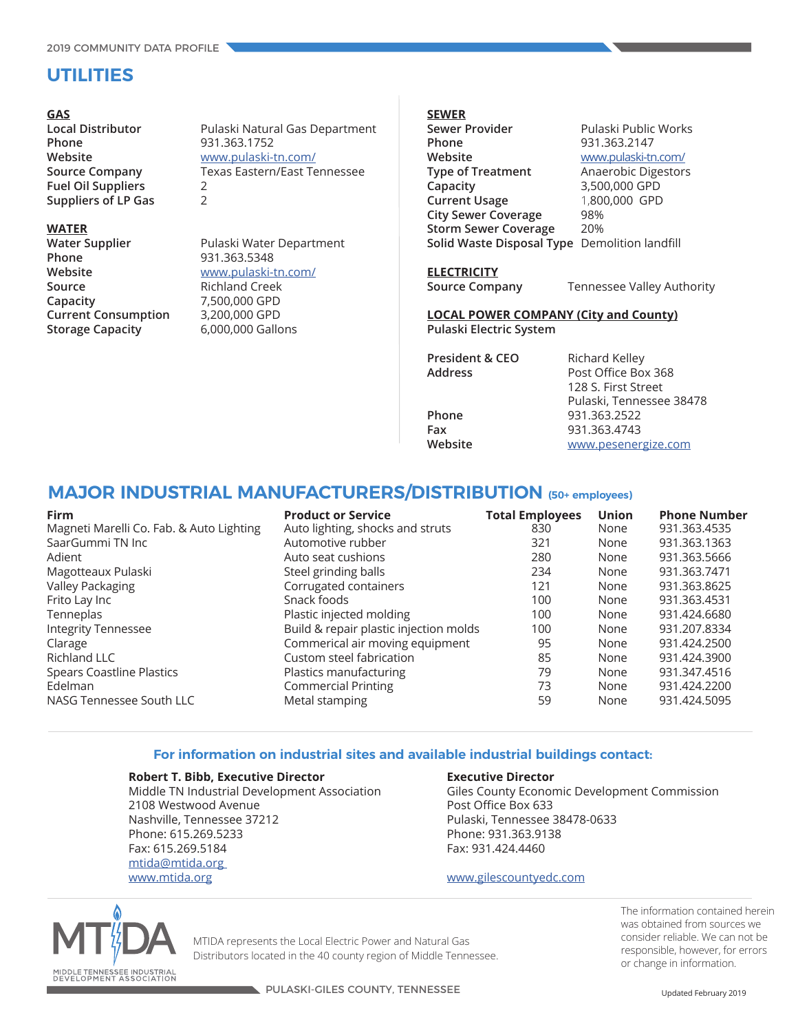# UTILITIES

### GAS

| | |
|---|---|
| **Local Distributor** | Pulaski Natural Gas Department |
| **Phone** | 931.363.1752 |
| **Website** | www.pulaski-tn.com/ |
| **Source Company** | Texas Eastern/East Tennessee |
| **Fuel Oil Suppliers** | 2 |
| **Suppliers of LP Gas** | 2 |

### WATER

| | |
|---|---|
| **Water Supplier** | Pulaski Water Department |
| **Phone** | 931.363.5348 |
| **Website** | www.pulaski-tn.com/ |
| **Source** | Richland Creek |
| **Capacity** | 7,500,000 GPD |
| **Current Consumption** | 3,200,000 GPD |
| **Storage Capacity** | 6,000,000 Gallons |

### SEWER

| | |
|---|---|
| **Sewer Provider** | Pulaski Public Works |
| **Phone** | 931.363.2147 |
| **Website** | www.pulaski-tn.com/ |
| **Type of Treatment** | Anaerobic Digestors |
| **Capacity** | 3,500,000 GPD |
| **Current Usage** | 1,800,000 GPD |
| **City Sewer Coverage** | 98% |
| **Storm Sewer Coverage** | 20% |
| **Solid Waste Disposal Type** | Demolition landfill |

### ELECTRICITY

| | |
|---|---|
| **Source Company** | Tennessee Valley Authority |

### LOCAL POWER COMPANY (City and County)

**Pulaski Electric System**

| | |
|---|---|
| **President & CEO** | Richard Kelley |
| **Address** | Post Office Box 368<br>128 S. First Street<br>Pulaski, Tennessee 38478 |
| **Phone** | 931.363.2522 |
| **Fax** | 931.363.4743 |
| **Website** | www.pesenergize.com |

# MAJOR INDUSTRIAL MANUFACTURERS/DISTRIBUTION (50+ employees)

| Firm | Product or Service | Total Employees | Union | Phone Number |
|---|---|---|---|---|
| Magneti Marelli Co. Fab. & Auto Lighting | Auto lighting, shocks and struts | 830 | None | 931.363.4535 |
| SaarGummi TN Inc | Automotive rubber | 321 | None | 931.363.1363 |
| Adient | Auto seat cushions | 280 | None | 931.363.5666 |
| Magotteaux Pulaski | Steel grinding balls | 234 | None | 931.363.7471 |
| Valley Packaging | Corrugated containers | 121 | None | 931.363.8625 |
| Frito Lay Inc | Snack foods | 100 | None | 931.363.4531 |
| Tenneplas | Plastic injected molding | 100 | None | 931.424.6680 |
| Integrity Tennessee | Build & repair plastic injection molds | 100 | None | 931.207.8334 |
| Clarage | Commerical air moving equipment | 95 | None | 931.424.2500 |
| Richland LLC | Custom steel fabrication | 85 | None | 931.424.3900 |
| Spears Coastline Plastics | Plastics manufacturing | 79 | None | 931.347.4516 |
| Edelman | Commercial Printing | 73 | None | 931.424.2200 |
| NASG Tennessee South LLC | Metal stamping | 59 | None | 931.424.5095 |

## For information on industrial sites and available industrial buildings contact:

**Robert T. Bibb, Executive Director**
Middle TN Industrial Development Association
2108 Westwood Avenue
Nashville, Tennessee 37212
Phone: 615.269.5233
Fax: 615.269.5184
mtida@mtida.org
www.mtida.org

**Executive Director**
Giles County Economic Development Commission
Post Office Box 633
Pulaski, Tennessee 38478-0633
Phone: 931.363.9138
Fax: 931.424.4460
www.gilescountyedc.com

MTIDA represents the Local Electric Power and Natural Gas Distributors located in the 40 county region of Middle Tennessee.

The information contained herein was obtained from sources we consider reliable. We can not be responsible, however, for errors or change in information.

Updated February 2019